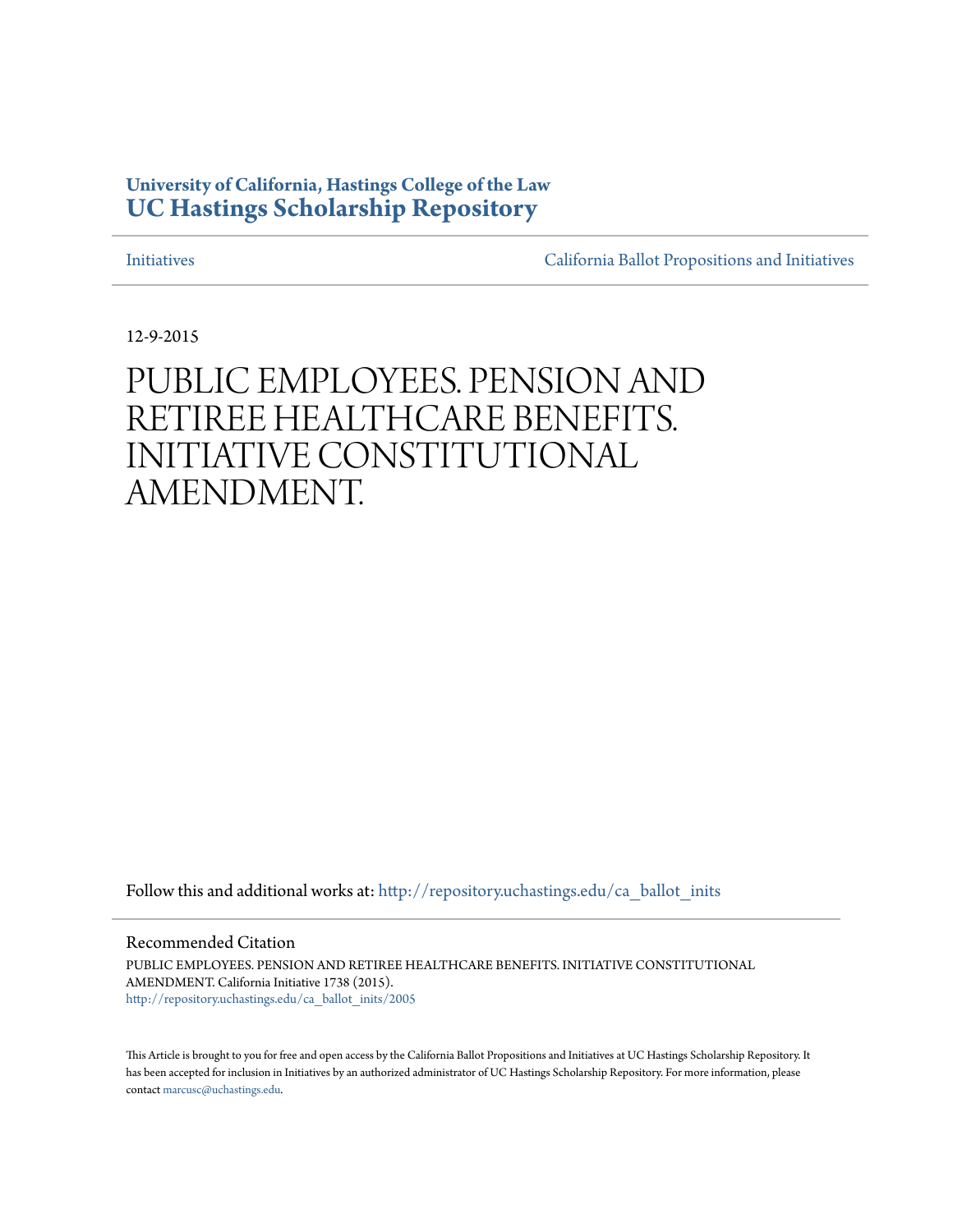**University of California, Hastings College of the Law**
**UC Hastings Scholarship Repository**

Initiatives | California Ballot Propositions and Initiatives

12-9-2015

# PUBLIC EMPLOYEES. PENSION AND RETIREE HEALTHCARE BENEFITS. INITIATIVE CONSTITUTIONAL AMENDMENT.

Follow this and additional works at: http://repository.uchastings.edu/ca_ballot_inits

## Recommended Citation

PUBLIC EMPLOYEES. PENSION AND RETIREE HEALTHCARE BENEFITS. INITIATIVE CONSTITUTIONAL AMENDMENT. California Initiative 1738 (2015).
http://repository.uchastings.edu/ca_ballot_inits/2005

This Article is brought to you for free and open access by the California Ballot Propositions and Initiatives at UC Hastings Scholarship Repository. It has been accepted for inclusion in Initiatives by an authorized administrator of UC Hastings Scholarship Repository. For more information, please contact marcusc@uchastings.edu.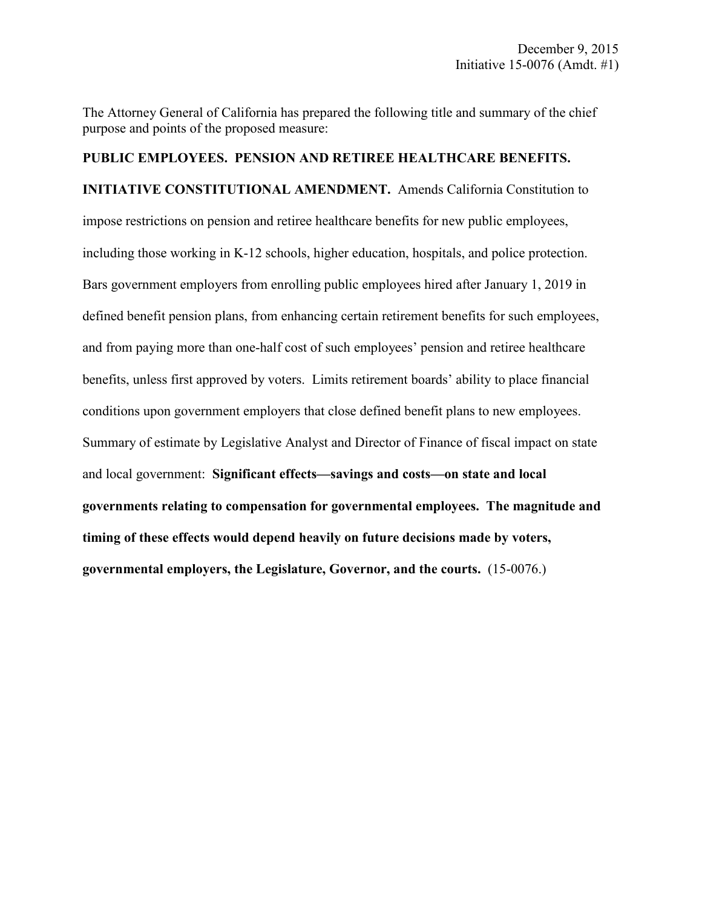December 9, 2015
Initiative 15-0076 (Amdt. #1)

The Attorney General of California has prepared the following title and summary of the chief purpose and points of the proposed measure:

**PUBLIC EMPLOYEES. PENSION AND RETIREE HEALTHCARE BENEFITS. INITIATIVE CONSTITUTIONAL AMENDMENT.** Amends California Constitution to impose restrictions on pension and retiree healthcare benefits for new public employees, including those working in K-12 schools, higher education, hospitals, and police protection. Bars government employers from enrolling public employees hired after January 1, 2019 in defined benefit pension plans, from enhancing certain retirement benefits for such employees, and from paying more than one-half cost of such employees' pension and retiree healthcare benefits, unless first approved by voters. Limits retirement boards' ability to place financial conditions upon government employers that close defined benefit plans to new employees. Summary of estimate by Legislative Analyst and Director of Finance of fiscal impact on state and local government: **Significant effects—savings and costs—on state and local governments relating to compensation for governmental employees. The magnitude and timing of these effects would depend heavily on future decisions made by voters, governmental employers, the Legislature, Governor, and the courts.** (15-0076.)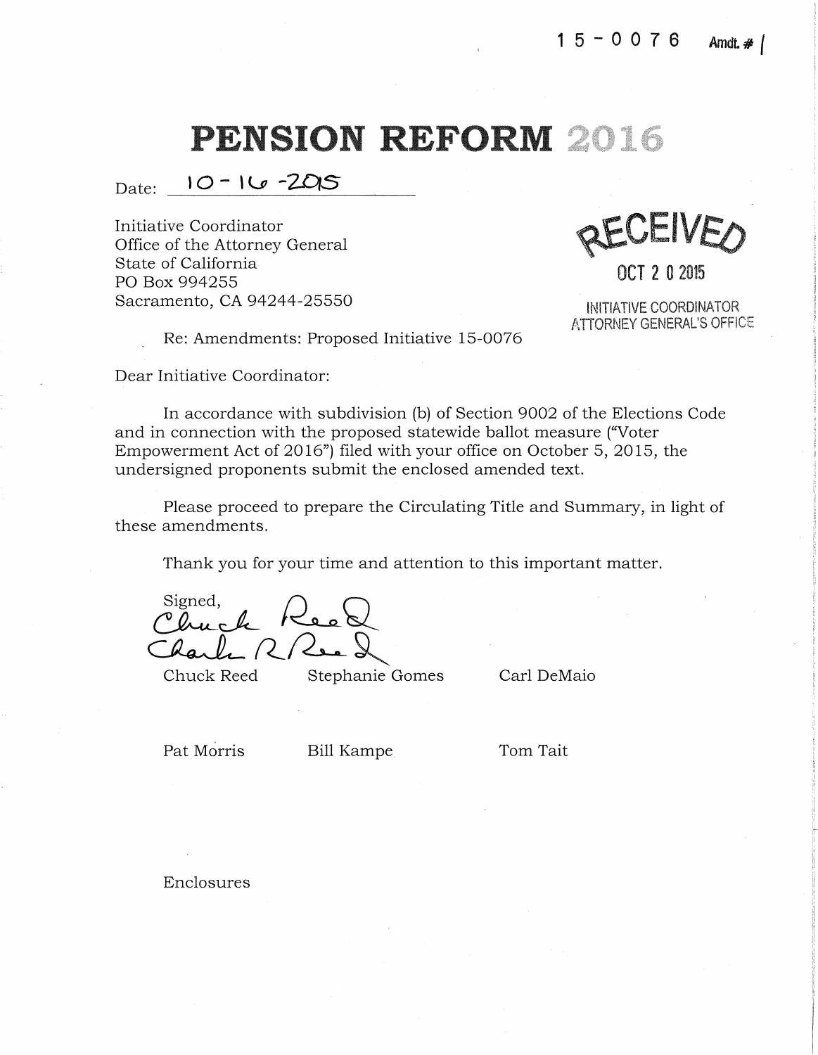15-0076 Amdt. # 1

# PENSION REFORM 2016

Date: 10-16-2015

Initiative Coordinator
Office of the Attorney General
State of California
PO Box 994255
Sacramento, CA 94244-25550

RECEIVED
OCT 20 2015
INITIATIVE COORDINATOR
ATTORNEY GENERAL'S OFFICE

Re: Amendments: Proposed Initiative 15-0076

Dear Initiative Coordinator:

In accordance with subdivision (b) of Section 9002 of the Elections Code and in connection with the proposed statewide ballot measure ("Voter Empowerment Act of 2016") filed with your office on October 5, 2015, the undersigned proponents submit the enclosed amended text.

Please proceed to prepare the Circulating Title and Summary, in light of these amendments.

Thank you for your time and attention to this important matter.

Signed,

Chuck Reed        Stephanie Gomes        Carl DeMaio

Pat Morris        Bill Kampe        Tom Tait

Enclosures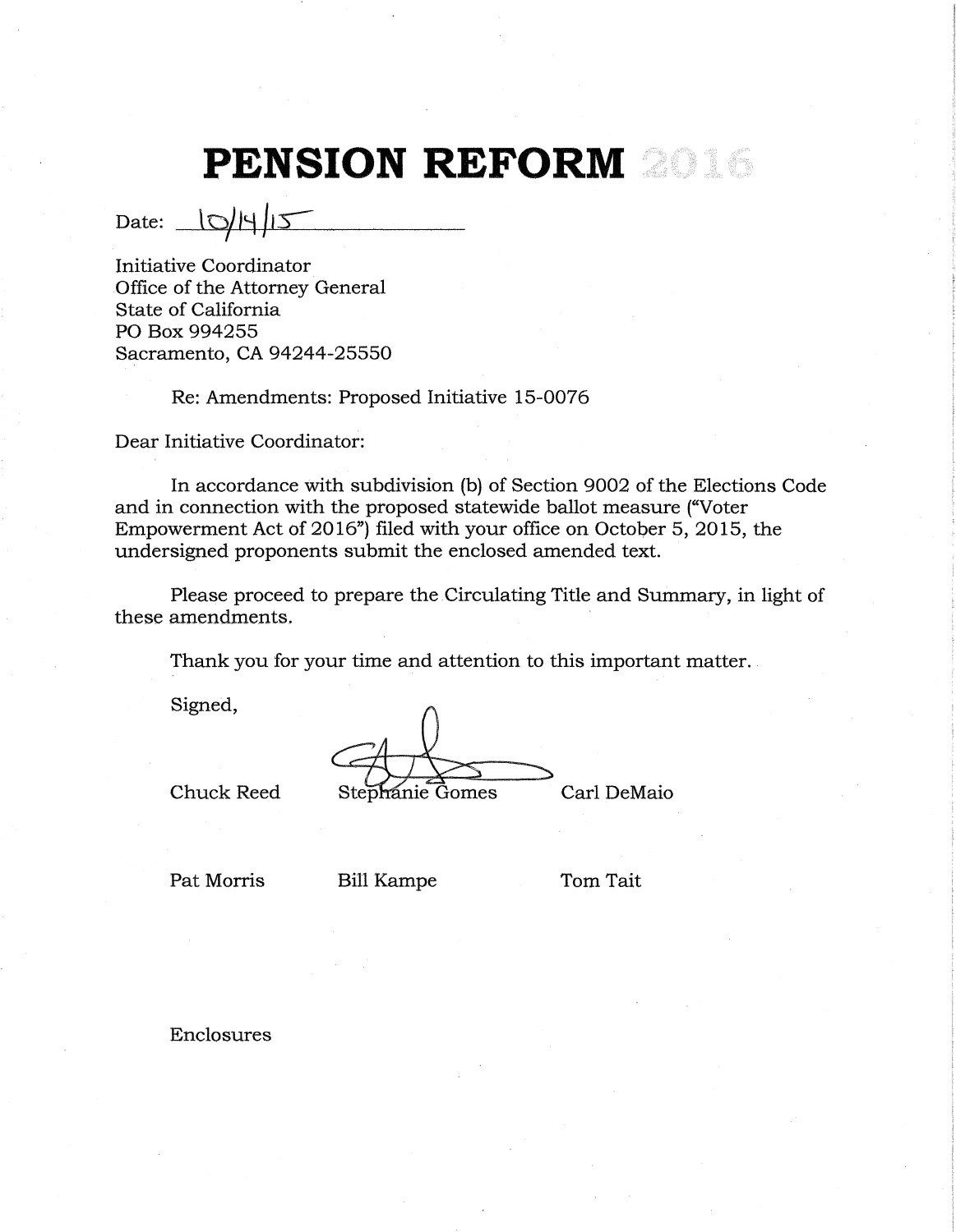# PENSION REFORM 2016

Date: 10/14/15

Initiative Coordinator
Office of the Attorney General
State of California
PO Box 994255
Sacramento, CA 94244-25550

Re: Amendments: Proposed Initiative 15-0076

Dear Initiative Coordinator:

In accordance with subdivision (b) of Section 9002 of the Elections Code and in connection with the proposed statewide ballot measure ("Voter Empowerment Act of 2016") filed with your office on October 5, 2015, the undersigned proponents submit the enclosed amended text.

Please proceed to prepare the Circulating Title and Summary, in light of these amendments.

Thank you for your time and attention to this important matter.

Signed,

Chuck Reed    Stephanie Gomes    Carl DeMaio

Pat Morris    Bill Kampe    Tom Tait

Enclosures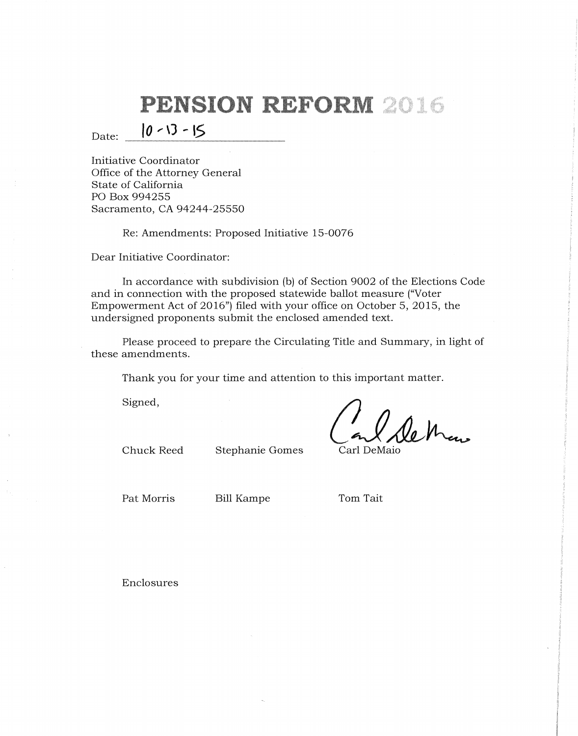# PENSION REFORM 2016

Date: 10-13-15

Initiative Coordinator
Office of the Attorney General
State of California
PO Box 994255
Sacramento, CA 94244-25550

Re: Amendments: Proposed Initiative 15-0076

Dear Initiative Coordinator:

In accordance with subdivision (b) of Section 9002 of the Elections Code and in connection with the proposed statewide ballot measure ("Voter Empowerment Act of 2016") filed with your office on October 5, 2015, the undersigned proponents submit the enclosed amended text.

Please proceed to prepare the Circulating Title and Summary, in light of these amendments.

Thank you for your time and attention to this important matter.

Signed,

| | | |
|---|---|---|
| Chuck Reed | Stephanie Gomes | Carl DeMaio |
| Pat Morris | Bill Kampe | Tom Tait |

Enclosures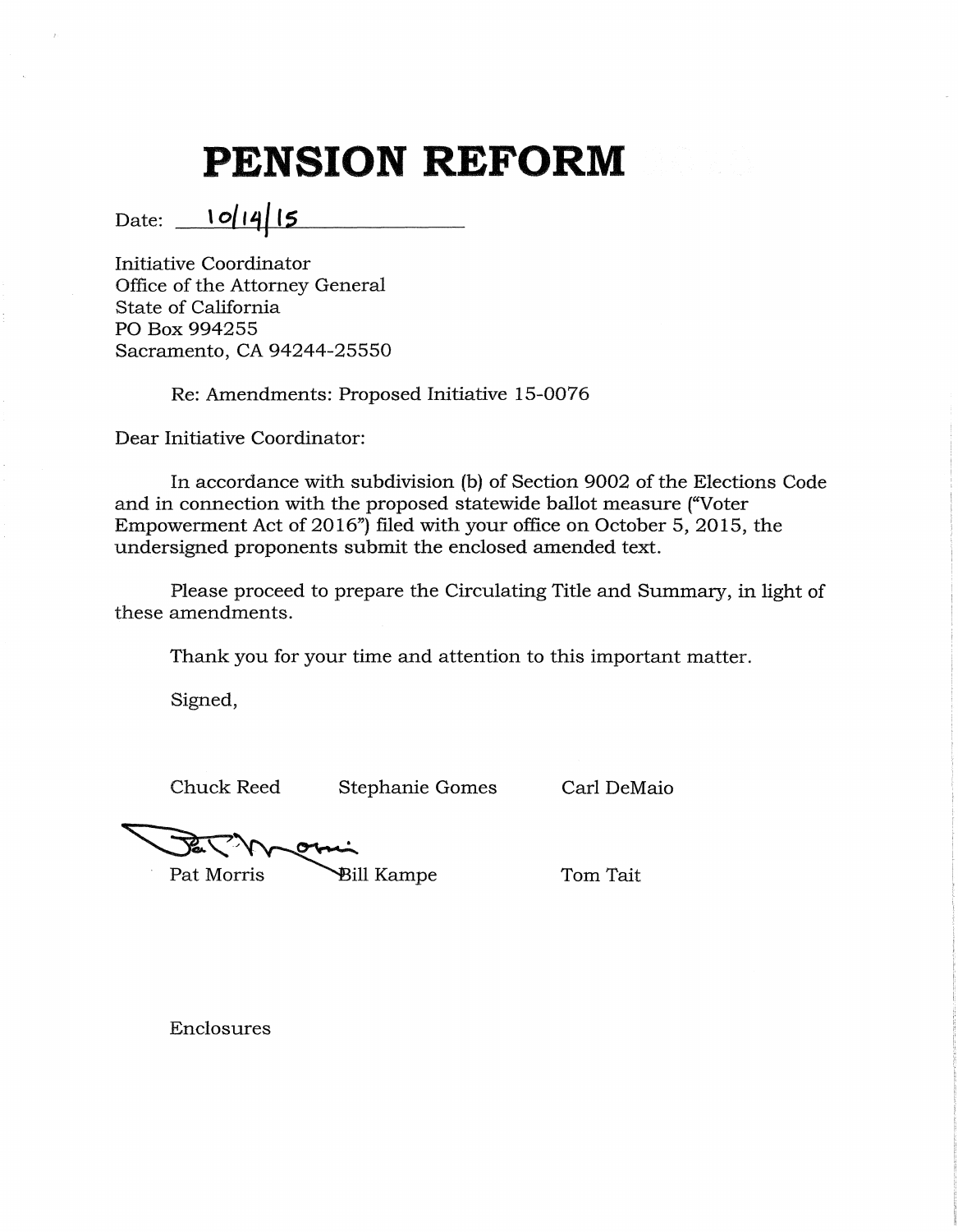# PENSION REFORM

Date: 10/14/15

Initiative Coordinator
Office of the Attorney General
State of California
PO Box 994255
Sacramento, CA 94244-25550

Re: Amendments: Proposed Initiative 15-0076

Dear Initiative Coordinator:

In accordance with subdivision (b) of Section 9002 of the Elections Code and in connection with the proposed statewide ballot measure ("Voter Empowerment Act of 2016") filed with your office on October 5, 2015, the undersigned proponents submit the enclosed amended text.

Please proceed to prepare the Circulating Title and Summary, in light of these amendments.

Thank you for your time and attention to this important matter.

Signed,

Chuck Reed Stephanie Gomes Carl DeMaio

Pat Morris Bill Kampe Tom Tait

Enclosures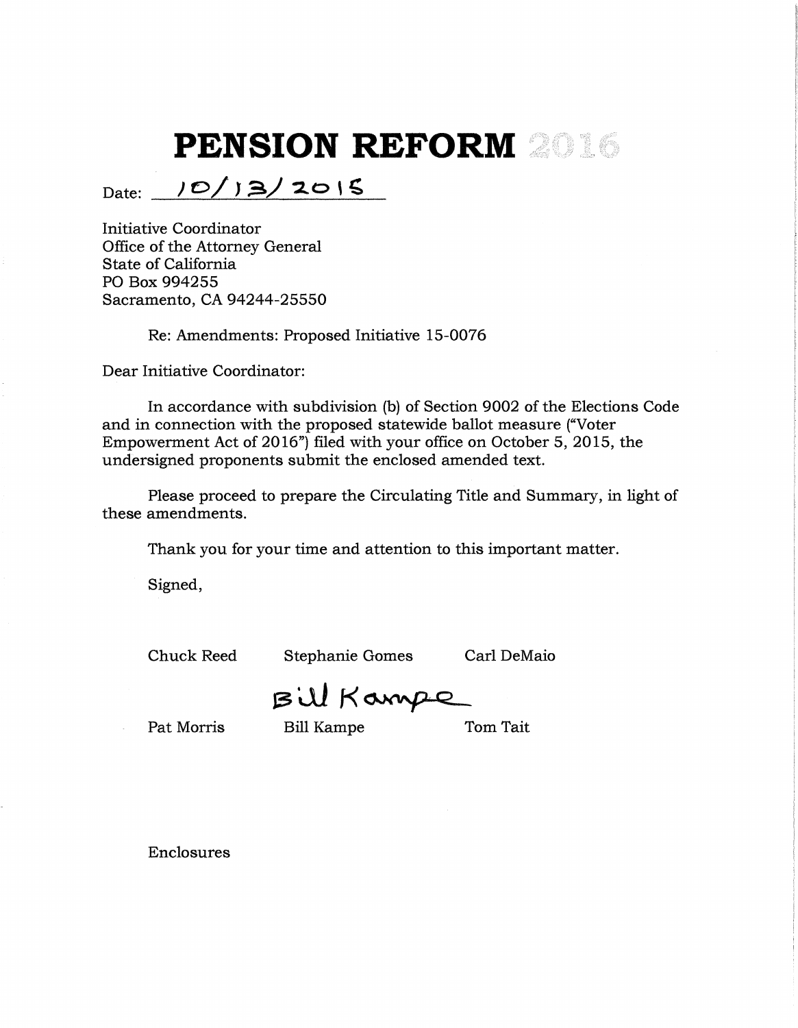# PENSION REFORM 2016

Date: 10/13/2015

Initiative Coordinator
Office of the Attorney General
State of California
PO Box 994255
Sacramento, CA 94244-25550

Re: Amendments: Proposed Initiative 15-0076

Dear Initiative Coordinator:

In accordance with subdivision (b) of Section 9002 of the Elections Code and in connection with the proposed statewide ballot measure ("Voter Empowerment Act of 2016") filed with your office on October 5, 2015, the undersigned proponents submit the enclosed amended text.

Please proceed to prepare the Circulating Title and Summary, in light of these amendments.

Thank you for your time and attention to this important matter.

Signed,

Chuck Reed          Stephanie Gomes          Carl DeMaio

Bill Kampe

Pat Morris          Bill Kampe          Tom Tait

Enclosures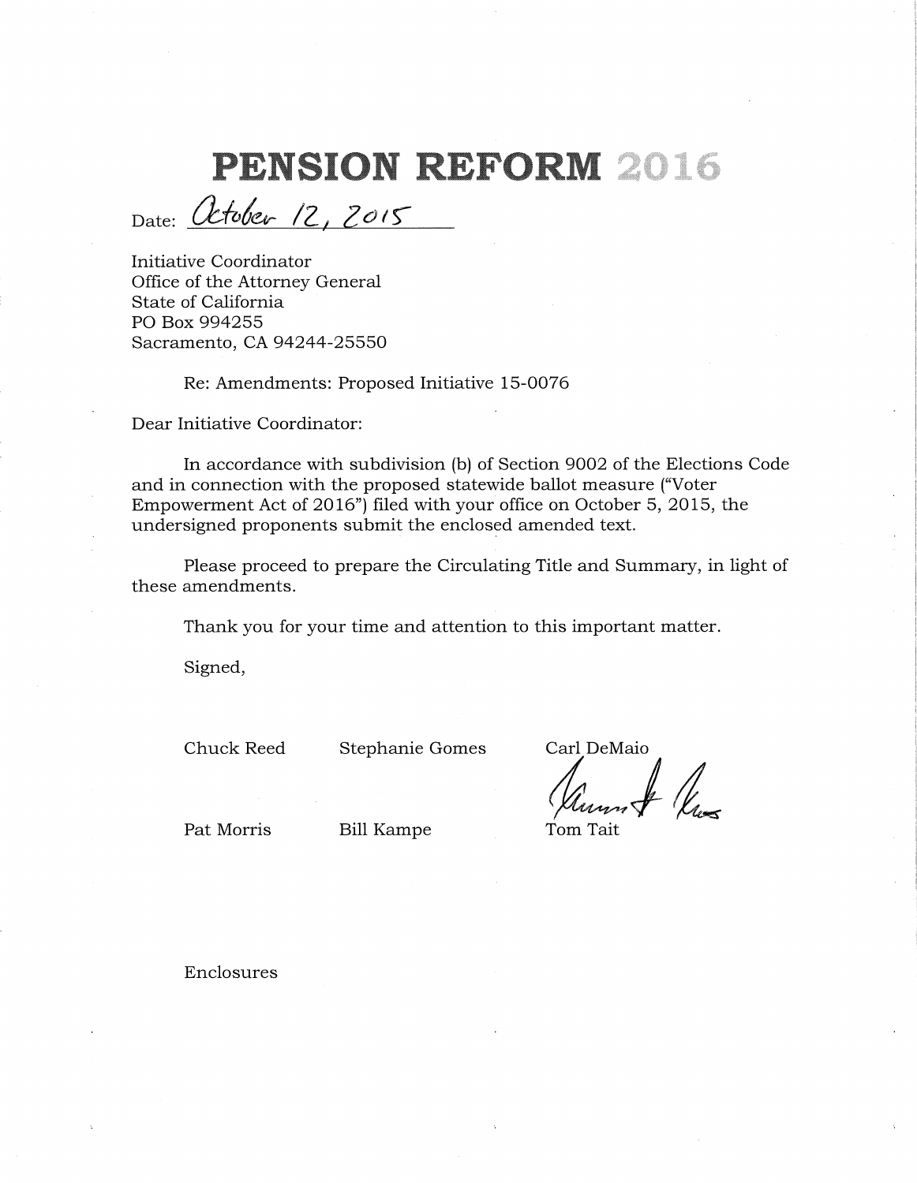# PENSION REFORM 2016

Date: October 12, 2015

Initiative Coordinator
Office of the Attorney General
State of California
PO Box 994255
Sacramento, CA 94244-25550

Re: Amendments: Proposed Initiative 15-0076

Dear Initiative Coordinator:

In accordance with subdivision (b) of Section 9002 of the Elections Code and in connection with the proposed statewide ballot measure ("Voter Empowerment Act of 2016") filed with your office on October 5, 2015, the undersigned proponents submit the enclosed amended text.

Please proceed to prepare the Circulating Title and Summary, in light of these amendments.

Thank you for your time and attention to this important matter.

Signed,

| | | |
|---|---|---|
| Chuck Reed | Stephanie Gomes | Carl DeMaio |
| Pat Morris | Bill Kampe | Tom Tait |

Enclosures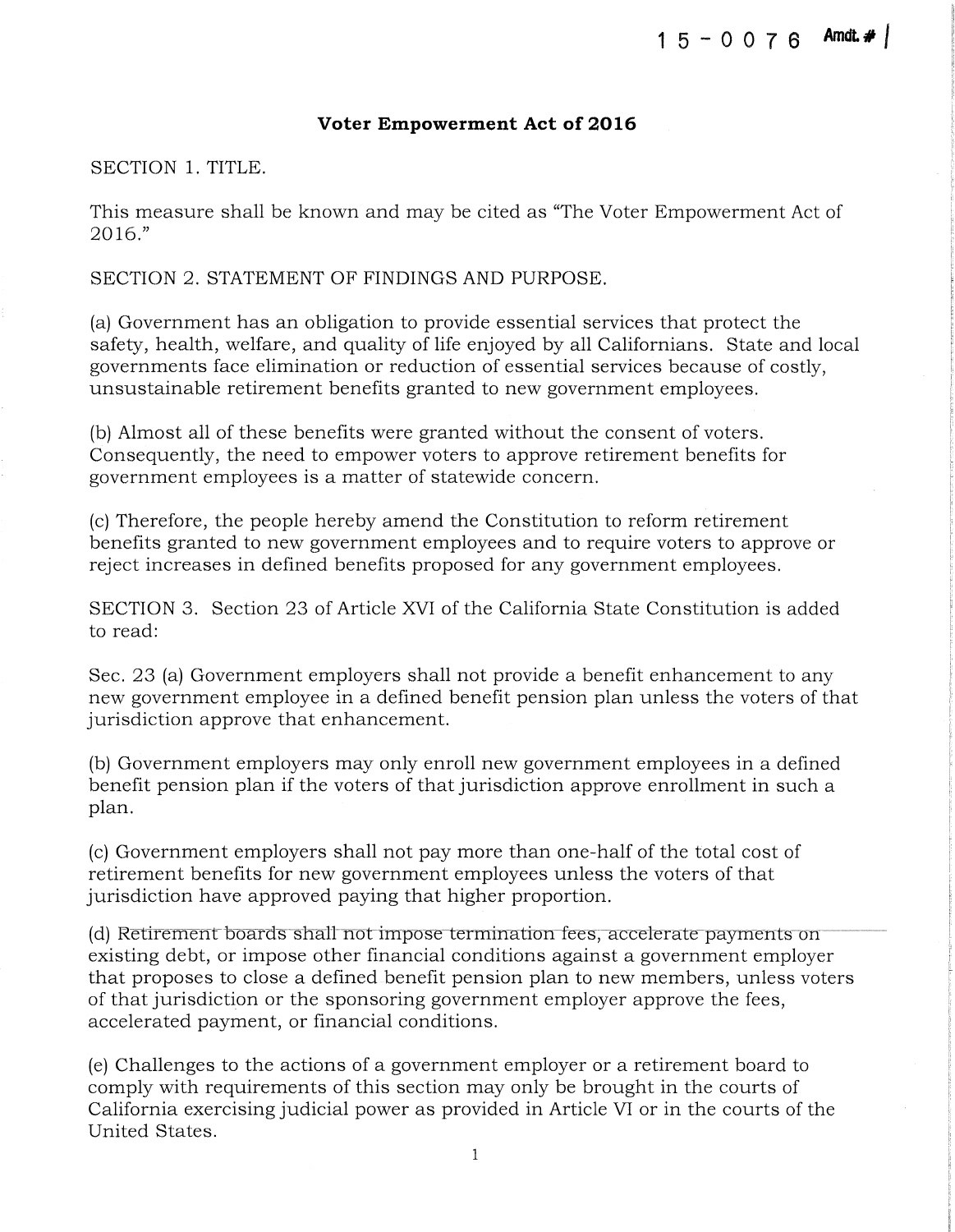15-0076 Amdt. # 1

**Voter Empowerment Act of 2016**

SECTION 1. TITLE.

This measure shall be known and may be cited as "The Voter Empowerment Act of 2016."

SECTION 2. STATEMENT OF FINDINGS AND PURPOSE.

(a) Government has an obligation to provide essential services that protect the safety, health, welfare, and quality of life enjoyed by all Californians. State and local governments face elimination or reduction of essential services because of costly, unsustainable retirement benefits granted to new government employees.

(b) Almost all of these benefits were granted without the consent of voters. Consequently, the need to empower voters to approve retirement benefits for government employees is a matter of statewide concern.

(c) Therefore, the people hereby amend the Constitution to reform retirement benefits granted to new government employees and to require voters to approve or reject increases in defined benefits proposed for any government employees.

SECTION 3. Section 23 of Article XVI of the California State Constitution is added to read:

Sec. 23 (a) Government employers shall not provide a benefit enhancement to any new government employee in a defined benefit pension plan unless the voters of that jurisdiction approve that enhancement.

(b) Government employers may only enroll new government employees in a defined benefit pension plan if the voters of that jurisdiction approve enrollment in such a plan.

(c) Government employers shall not pay more than one-half of the total cost of retirement benefits for new government employees unless the voters of that jurisdiction have approved paying that higher proportion.

(d) Retirement boards shall not impose termination fees, accelerate payments on existing debt, or impose other financial conditions against a government employer that proposes to close a defined benefit pension plan to new members, unless voters of that jurisdiction or the sponsoring government employer approve the fees, accelerated payment, or financial conditions.

(e) Challenges to the actions of a government employer or a retirement board to comply with requirements of this section may only be brought in the courts of California exercising judicial power as provided in Article VI or in the courts of the United States.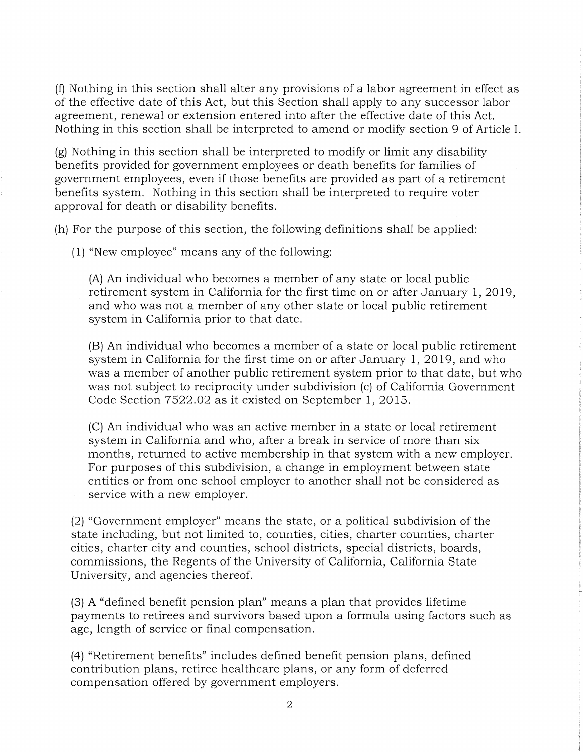(f) Nothing in this section shall alter any provisions of a labor agreement in effect as of the effective date of this Act, but this Section shall apply to any successor labor agreement, renewal or extension entered into after the effective date of this Act. Nothing in this section shall be interpreted to amend or modify section 9 of Article I.

(g) Nothing in this section shall be interpreted to modify or limit any disability benefits provided for government employees or death benefits for families of government employees, even if those benefits are provided as part of a retirement benefits system. Nothing in this section shall be interpreted to require voter approval for death or disability benefits.

(h) For the purpose of this section, the following definitions shall be applied:

(1) "New employee" means any of the following:

(A) An individual who becomes a member of any state or local public retirement system in California for the first time on or after January 1, 2019, and who was not a member of any other state or local public retirement system in California prior to that date.

(B) An individual who becomes a member of a state or local public retirement system in California for the first time on or after January 1, 2019, and who was a member of another public retirement system prior to that date, but who was not subject to reciprocity under subdivision (c) of California Government Code Section 7522.02 as it existed on September 1, 2015.

(C) An individual who was an active member in a state or local retirement system in California and who, after a break in service of more than six months, returned to active membership in that system with a new employer. For purposes of this subdivision, a change in employment between state entities or from one school employer to another shall not be considered as service with a new employer.

(2) "Government employer" means the state, or a political subdivision of the state including, but not limited to, counties, cities, charter counties, charter cities, charter city and counties, school districts, special districts, boards, commissions, the Regents of the University of California, California State University, and agencies thereof.

(3) A "defined benefit pension plan" means a plan that provides lifetime payments to retirees and survivors based upon a formula using factors such as age, length of service or final compensation.

(4) "Retirement benefits" includes defined benefit pension plans, defined contribution plans, retiree healthcare plans, or any form of deferred compensation offered by government employers.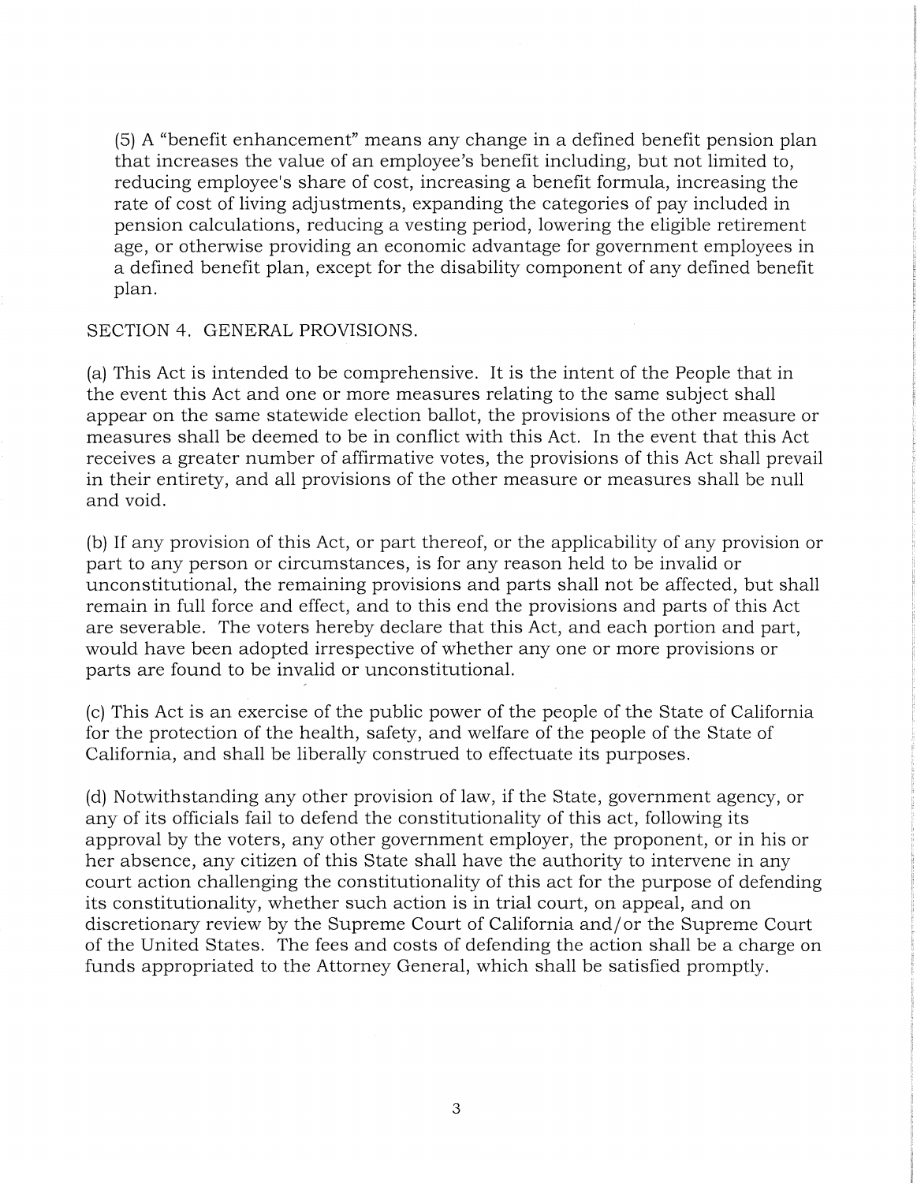(5) A "benefit enhancement" means any change in a defined benefit pension plan that increases the value of an employee's benefit including, but not limited to, reducing employee's share of cost, increasing a benefit formula, increasing the rate of cost of living adjustments, expanding the categories of pay included in pension calculations, reducing a vesting period, lowering the eligible retirement age, or otherwise providing an economic advantage for government employees in a defined benefit plan, except for the disability component of any defined benefit plan.

SECTION 4. GENERAL PROVISIONS.

(a) This Act is intended to be comprehensive. It is the intent of the People that in the event this Act and one or more measures relating to the same subject shall appear on the same statewide election ballot, the provisions of the other measure or measures shall be deemed to be in conflict with this Act. In the event that this Act receives a greater number of affirmative votes, the provisions of this Act shall prevail in their entirety, and all provisions of the other measure or measures shall be null and void.

(b) If any provision of this Act, or part thereof, or the applicability of any provision or part to any person or circumstances, is for any reason held to be invalid or unconstitutional, the remaining provisions and parts shall not be affected, but shall remain in full force and effect, and to this end the provisions and parts of this Act are severable. The voters hereby declare that this Act, and each portion and part, would have been adopted irrespective of whether any one or more provisions or parts are found to be invalid or unconstitutional.

(c) This Act is an exercise of the public power of the people of the State of California for the protection of the health, safety, and welfare of the people of the State of California, and shall be liberally construed to effectuate its purposes.

(d) Notwithstanding any other provision of law, if the State, government agency, or any of its officials fail to defend the constitutionality of this act, following its approval by the voters, any other government employer, the proponent, or in his or her absence, any citizen of this State shall have the authority to intervene in any court action challenging the constitutionality of this act for the purpose of defending its constitutionality, whether such action is in trial court, on appeal, and on discretionary review by the Supreme Court of California and/or the Supreme Court of the United States. The fees and costs of defending the action shall be a charge on funds appropriated to the Attorney General, which shall be satisfied promptly.